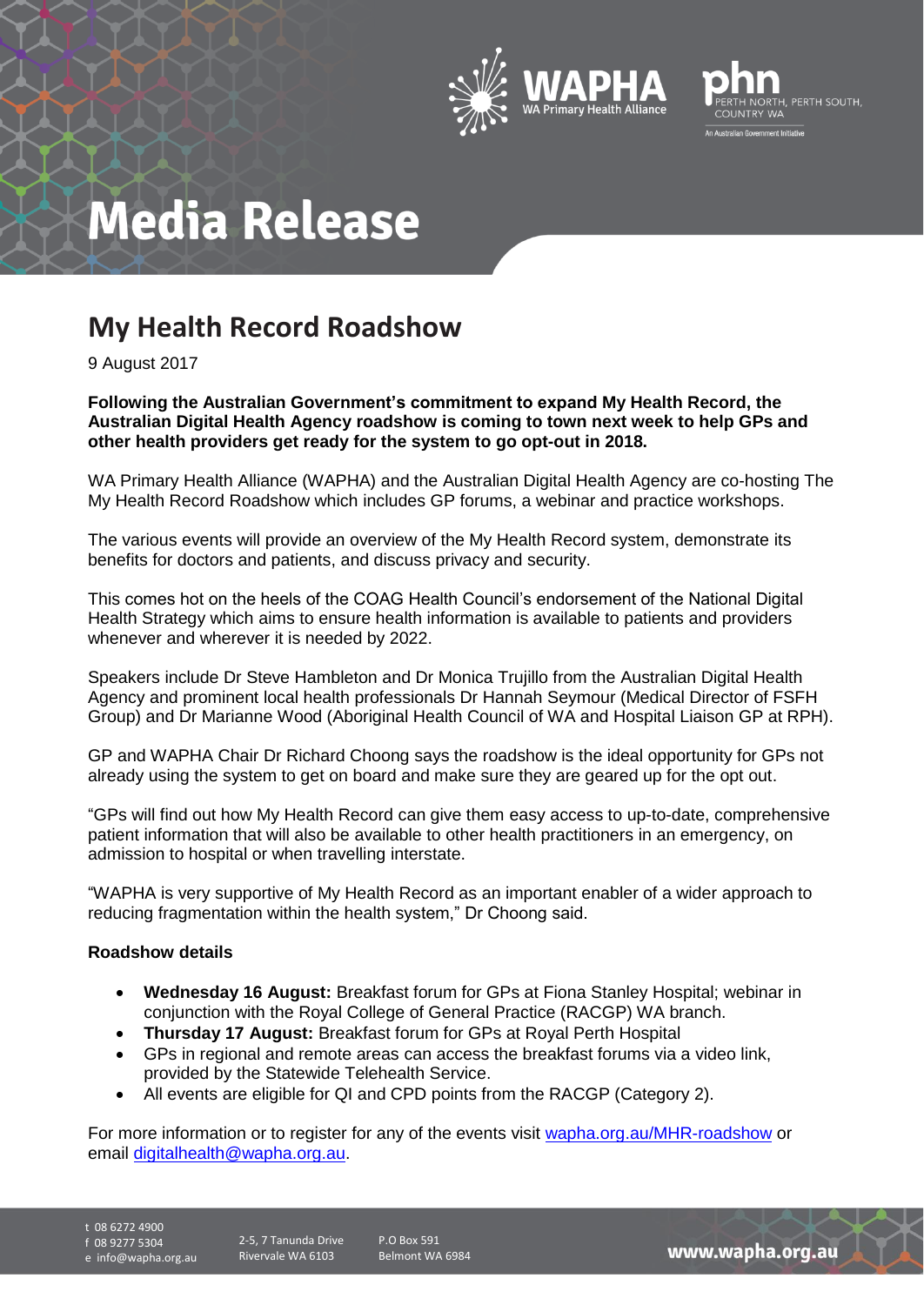# Media Release

## My Health Record Roadshow

9 August 2017

**Following the Australian Government's commitment to expand My Health Record, the Australian Digital Health Agency roadshow is coming to town next week to help GPs and other health providers get ready for the system to go opt-out in 2018.**

WA Primary Health Alliance (WAPHA) and the Australian Digital Health Agency are co-hosting The My Health Record Roadshow which includes GP forums, a webinar and practice workshops.

The various events will provide an overview of the My Health Record system, demonstrate its benefits for doctors and patients, and discuss privacy and security.

This comes hot on the heels of the COAG Health Council's endorsement of the National Digital Health Strategy which aims to ensure health information is available to patients and providers whenever and wherever it is needed by 2022.

Speakers include Dr Steve Hambleton and Dr Monica Trujillo from the Australian Digital Health Agency and prominent local health professionals Dr Hannah Seymour (Medical Director of FSFH Group) and Dr Marianne Wood (Aboriginal Health Council of WA and Hospital Liaison GP at RPH).

GP and WAPHA Chair Dr Richard Choong says the roadshow is the ideal opportunity for GPs not already using the system to get on board and make sure they are geared up for the opt out.

"GPs will find out how My Health Record can give them easy access to up-to-date, comprehensive patient information that will also be available to other health practitioners in an emergency, on admission to hospital or when travelling interstate.

"WAPHA is very supportive of My Health Record as an important enabler of a wider approach to reducing fragmentation within the health system," Dr Choong said.

**Roadshow details**

- **Wednesday 16 August:** Breakfast forum for GPs at Fiona Stanley Hospital; webinar in conjunction with the Royal College of General Practice (RACGP) WA branch.
- **Thursday 17 August:** Breakfast forum for GPs at Royal Perth Hospital
- GPs in regional and remote areas can access the breakfast forums via a video link, provided by the Statewide Telehealth Service.
- All events are eligible for QI and CPD points from the RACGP (Category 2).

For more information or to register for any of the events visit wapha.org.au/MHR-roadshow or email digitalhealth@wapha.org.au.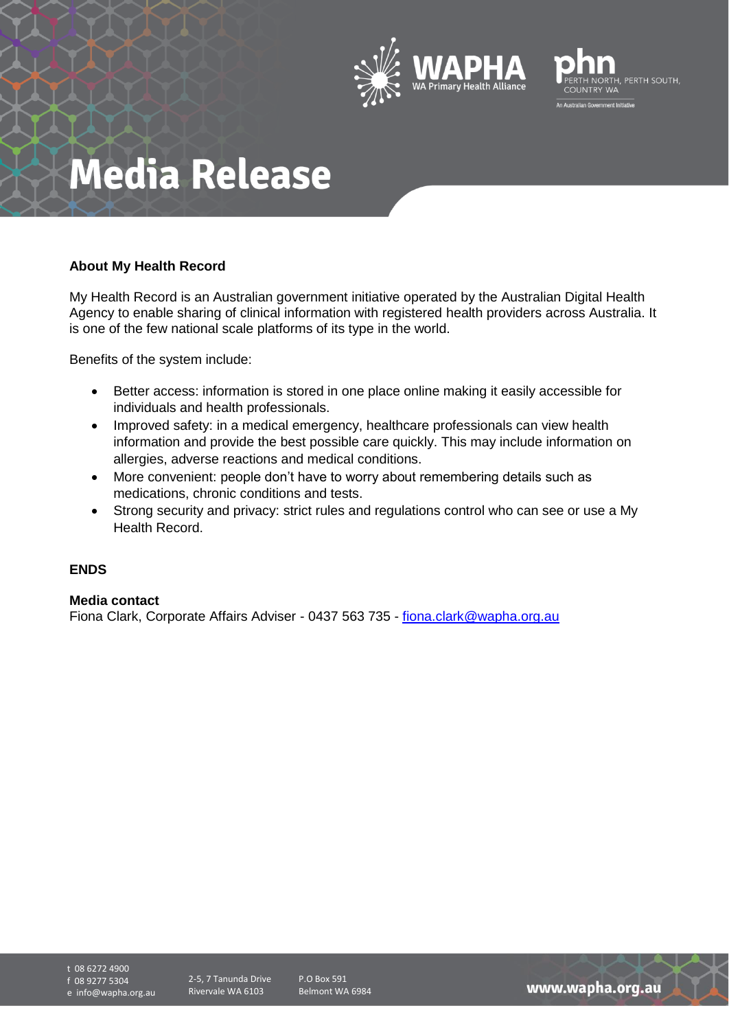# Media Release

**About My Health Record**

My Health Record is an Australian government initiative operated by the Australian Digital Health Agency to enable sharing of clinical information with registered health providers across Australia. It is one of the few national scale platforms of its type in the world.

Benefits of the system include:

- Better access: information is stored in one place online making it easily accessible for individuals and health professionals.
- Improved safety: in a medical emergency, healthcare professionals can view health information and provide the best possible care quickly. This may include information on allergies, adverse reactions and medical conditions.
- More convenient: people don't have to worry about remembering details such as medications, chronic conditions and tests.
- Strong security and privacy: strict rules and regulations control who can see or use a My Health Record.

**ENDS**

**Media contact**
Fiona Clark, Corporate Affairs Adviser - 0437 563 735 - fiona.clark@wapha.org.au